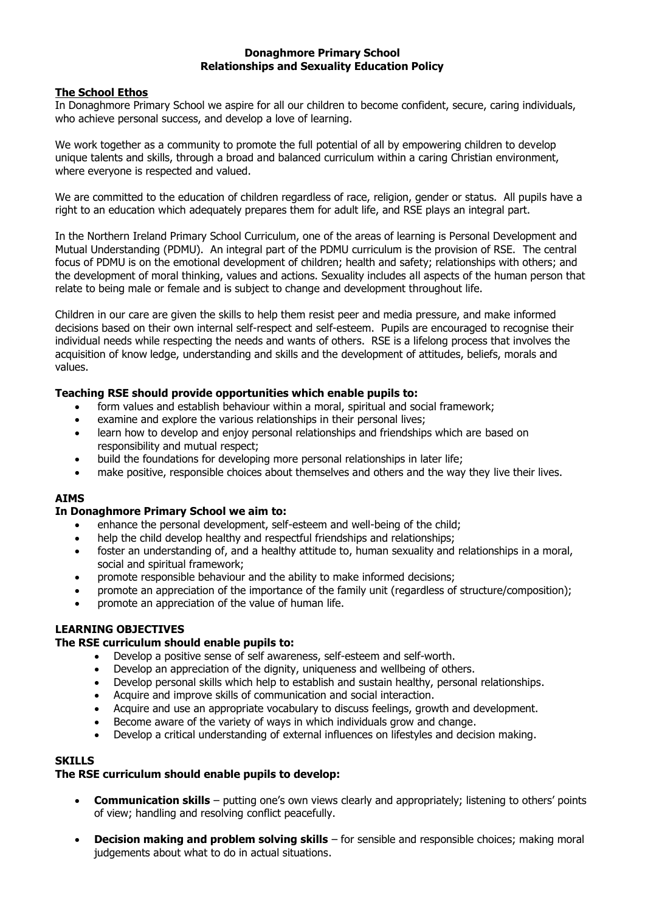**Donaghmore Primary School**
**Relationships and Sexuality Education Policy**

## The School Ethos

In Donaghmore Primary School we aspire for all our children to become confident, secure, caring individuals, who achieve personal success, and develop a love of learning.

We work together as a community to promote the full potential of all by empowering children to develop unique talents and skills, through a broad and balanced curriculum within a caring Christian environment, where everyone is respected and valued.

We are committed to the education of children regardless of race, religion, gender or status. All pupils have a right to an education which adequately prepares them for adult life, and RSE plays an integral part.

In the Northern Ireland Primary School Curriculum, one of the areas of learning is Personal Development and Mutual Understanding (PDMU). An integral part of the PDMU curriculum is the provision of RSE. The central focus of PDMU is on the emotional development of children; health and safety; relationships with others; and the development of moral thinking, values and actions. Sexuality includes all aspects of the human person that relate to being male or female and is subject to change and development throughout life.

Children in our care are given the skills to help them resist peer and media pressure, and make informed decisions based on their own internal self-respect and self-esteem. Pupils are encouraged to recognise their individual needs while respecting the needs and wants of others. RSE is a lifelong process that involves the acquisition of know ledge, understanding and skills and the development of attitudes, beliefs, morals and values.

**Teaching RSE should provide opportunities which enable pupils to:**

- form values and establish behaviour within a moral, spiritual and social framework;
- examine and explore the various relationships in their personal lives;
- learn how to develop and enjoy personal relationships and friendships which are based on responsibility and mutual respect;
- build the foundations for developing more personal relationships in later life;
- make positive, responsible choices about themselves and others and the way they live their lives.

## AIMS

**In Donaghmore Primary School we aim to:**

- enhance the personal development, self-esteem and well-being of the child;
- help the child develop healthy and respectful friendships and relationships;
- foster an understanding of, and a healthy attitude to, human sexuality and relationships in a moral, social and spiritual framework;
- promote responsible behaviour and the ability to make informed decisions;
- promote an appreciation of the importance of the family unit (regardless of structure/composition);
- promote an appreciation of the value of human life.

## LEARNING OBJECTIVES

**The RSE curriculum should enable pupils to:**

- Develop a positive sense of self awareness, self-esteem and self-worth.
- Develop an appreciation of the dignity, uniqueness and wellbeing of others.
- Develop personal skills which help to establish and sustain healthy, personal relationships.
- Acquire and improve skills of communication and social interaction.
- Acquire and use an appropriate vocabulary to discuss feelings, growth and development.
- Become aware of the variety of ways in which individuals grow and change.
- Develop a critical understanding of external influences on lifestyles and decision making.

## SKILLS

**The RSE curriculum should enable pupils to develop:**

- **Communication skills** – putting one's own views clearly and appropriately; listening to others' points of view; handling and resolving conflict peacefully.
- **Decision making and problem solving skills** – for sensible and responsible choices; making moral judgements about what to do in actual situations.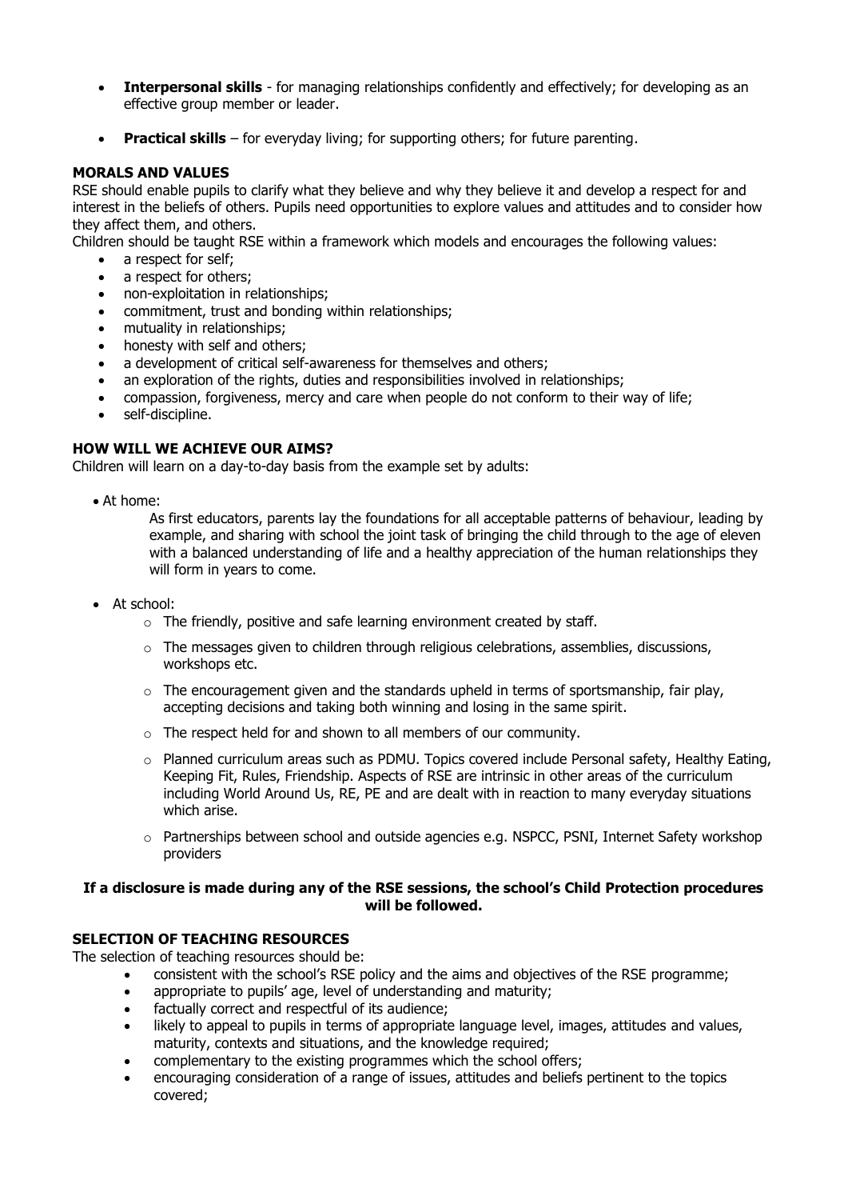- **Interpersonal skills** - for managing relationships confidently and effectively; for developing as an effective group member or leader.
- **Practical skills** – for everyday living; for supporting others; for future parenting.

### MORALS AND VALUES

RSE should enable pupils to clarify what they believe and why they believe it and develop a respect for and interest in the beliefs of others. Pupils need opportunities to explore values and attitudes and to consider how they affect them, and others.

Children should be taught RSE within a framework which models and encourages the following values:

- a respect for self;
- a respect for others;
- non-exploitation in relationships;
- commitment, trust and bonding within relationships;
- mutuality in relationships;
- honesty with self and others;
- a development of critical self-awareness for themselves and others;
- an exploration of the rights, duties and responsibilities involved in relationships;
- compassion, forgiveness, mercy and care when people do not conform to their way of life;
- self-discipline.

### HOW WILL WE ACHIEVE OUR AIMS?

Children will learn on a day-to-day basis from the example set by adults:

- At home:

  As first educators, parents lay the foundations for all acceptable patterns of behaviour, leading by example, and sharing with school the joint task of bringing the child through to the age of eleven with a balanced understanding of life and a healthy appreciation of the human relationships they will form in years to come.

- At school:
  - The friendly, positive and safe learning environment created by staff.
  - The messages given to children through religious celebrations, assemblies, discussions, workshops etc.
  - The encouragement given and the standards upheld in terms of sportsmanship, fair play, accepting decisions and taking both winning and losing in the same spirit.
  - The respect held for and shown to all members of our community.
  - Planned curriculum areas such as PDMU. Topics covered include Personal safety, Healthy Eating, Keeping Fit, Rules, Friendship. Aspects of RSE are intrinsic in other areas of the curriculum including World Around Us, RE, PE and are dealt with in reaction to many everyday situations which arise.
  - Partnerships between school and outside agencies e.g. NSPCC, PSNI, Internet Safety workshop providers

**If a disclosure is made during any of the RSE sessions, the school's Child Protection procedures will be followed.**

### SELECTION OF TEACHING RESOURCES

The selection of teaching resources should be:

- consistent with the school's RSE policy and the aims and objectives of the RSE programme;
- appropriate to pupils' age, level of understanding and maturity;
- factually correct and respectful of its audience;
- likely to appeal to pupils in terms of appropriate language level, images, attitudes and values, maturity, contexts and situations, and the knowledge required;
- complementary to the existing programmes which the school offers;
- encouraging consideration of a range of issues, attitudes and beliefs pertinent to the topics covered;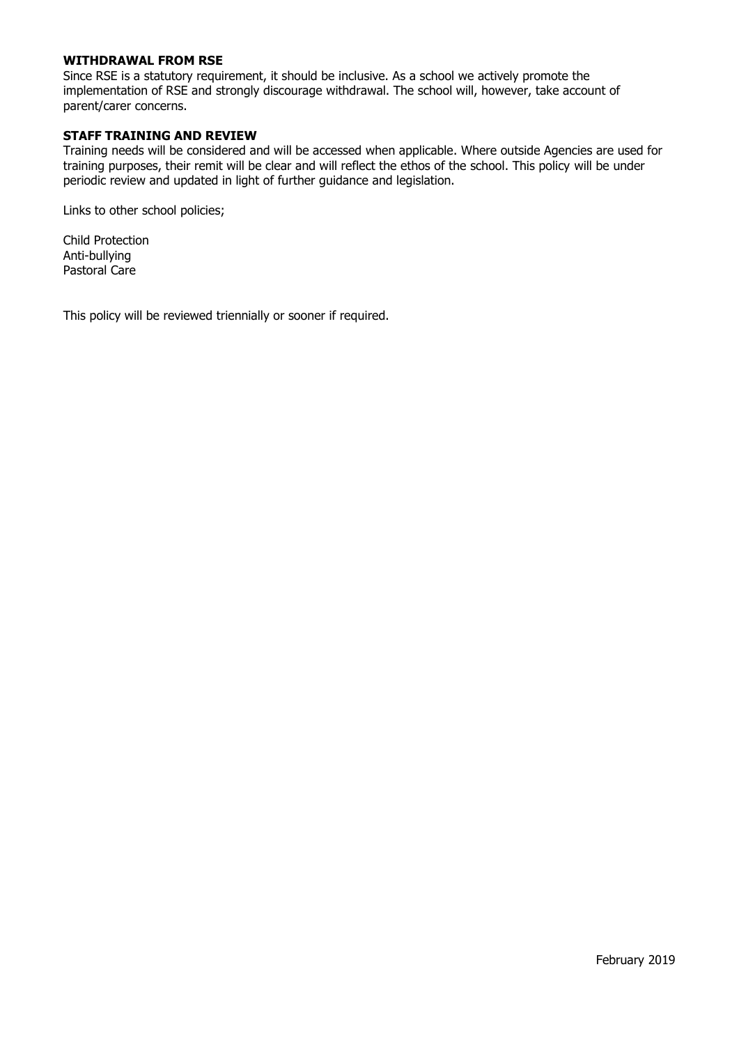**WITHDRAWAL FROM RSE**

Since RSE is a statutory requirement, it should be inclusive. As a school we actively promote the implementation of RSE and strongly discourage withdrawal. The school will, however, take account of parent/carer concerns.

**STAFF TRAINING AND REVIEW**

Training needs will be considered and will be accessed when applicable. Where outside Agencies are used for training purposes, their remit will be clear and will reflect the ethos of the school. This policy will be under periodic review and updated in light of further guidance and legislation.

Links to other school policies;

Child Protection
Anti-bullying
Pastoral Care

This policy will be reviewed triennially or sooner if required.

February 2019